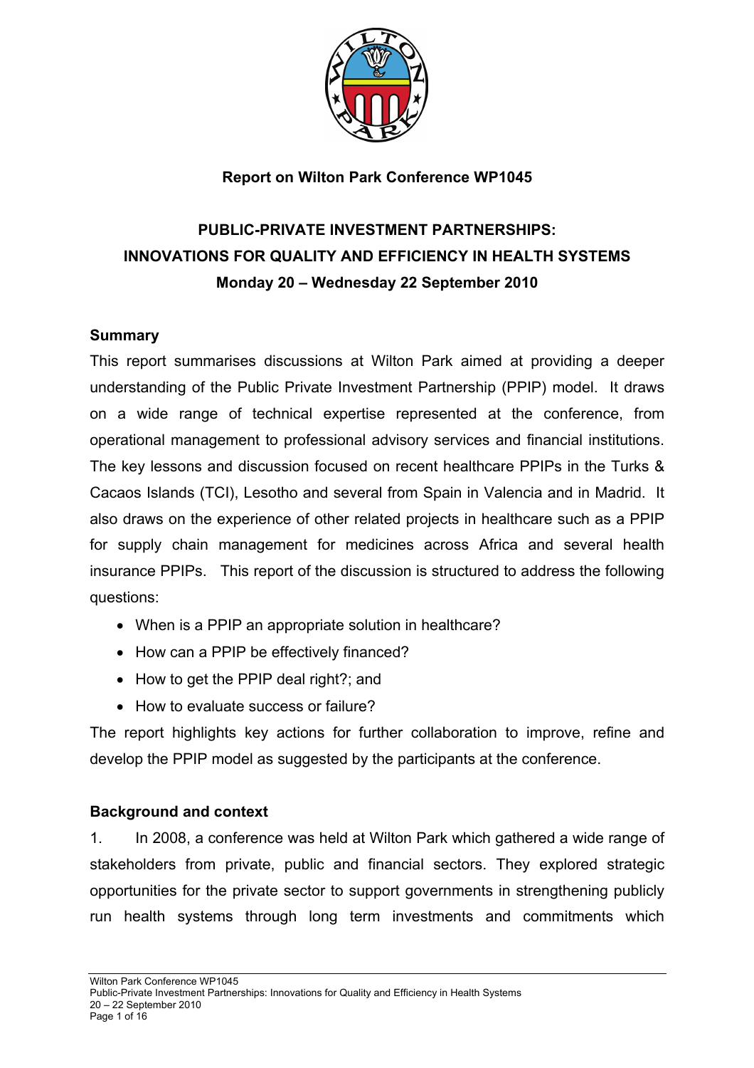**Report on Wilton Park Conference WP1045**

# PUBLIC-PRIVATE INVESTMENT PARTNERSHIPS: INNOVATIONS FOR QUALITY AND EFFICIENCY IN HEALTH SYSTEMS

**Monday 20 – Wednesday 22 September 2010**

## Summary

This report summarises discussions at Wilton Park aimed at providing a deeper understanding of the Public Private Investment Partnership (PPIP) model. It draws on a wide range of technical expertise represented at the conference, from operational management to professional advisory services and financial institutions. The key lessons and discussion focused on recent healthcare PPIPs in the Turks & Cacaos Islands (TCI), Lesotho and several from Spain in Valencia and in Madrid. It also draws on the experience of other related projects in healthcare such as a PPIP for supply chain management for medicines across Africa and several health insurance PPIPs. This report of the discussion is structured to address the following questions:

- When is a PPIP an appropriate solution in healthcare?
- How can a PPIP be effectively financed?
- How to get the PPIP deal right?; and
- How to evaluate success or failure?

The report highlights key actions for further collaboration to improve, refine and develop the PPIP model as suggested by the participants at the conference.

## Background and context

1. In 2008, a conference was held at Wilton Park which gathered a wide range of stakeholders from private, public and financial sectors. They explored strategic opportunities for the private sector to support governments in strengthening publicly run health systems through long term investments and commitments which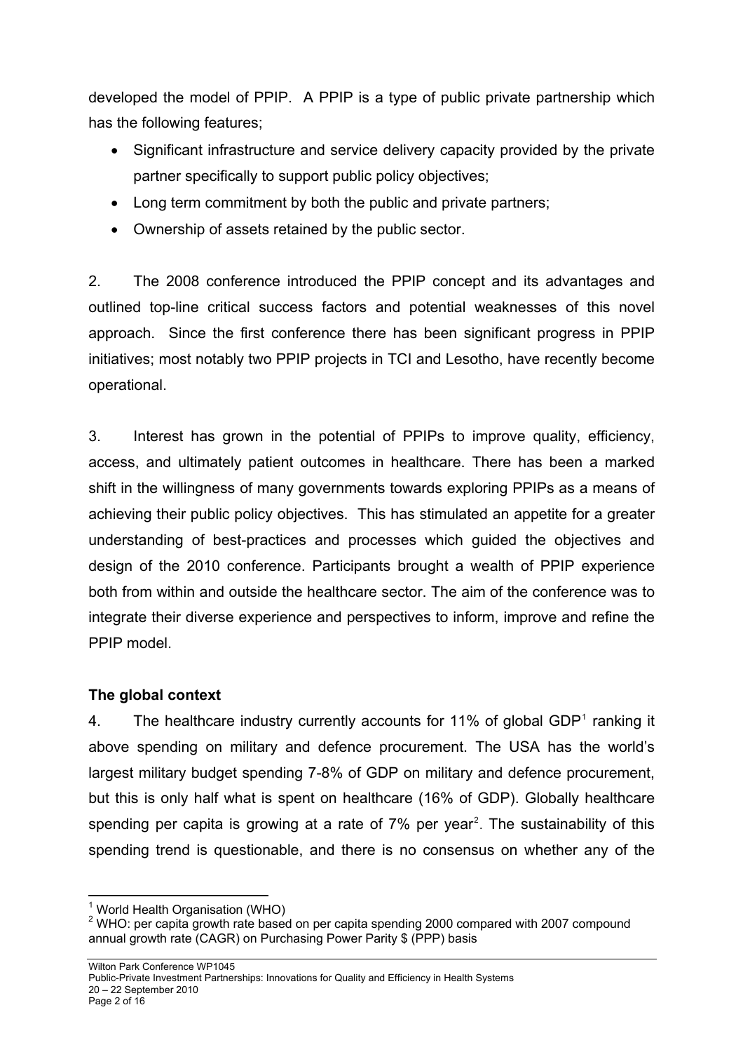developed the model of PPIP. A PPIP is a type of public private partnership which has the following features;

- Significant infrastructure and service delivery capacity provided by the private partner specifically to support public policy objectives;
- Long term commitment by both the public and private partners;
- Ownership of assets retained by the public sector.

2. The 2008 conference introduced the PPIP concept and its advantages and outlined top-line critical success factors and potential weaknesses of this novel approach. Since the first conference there has been significant progress in PPIP initiatives; most notably two PPIP projects in TCI and Lesotho, have recently become operational.

3. Interest has grown in the potential of PPIPs to improve quality, efficiency, access, and ultimately patient outcomes in healthcare. There has been a marked shift in the willingness of many governments towards exploring PPIPs as a means of achieving their public policy objectives. This has stimulated an appetite for a greater understanding of best-practices and processes which guided the objectives and design of the 2010 conference. Participants brought a wealth of PPIP experience both from within and outside the healthcare sector. The aim of the conference was to integrate their diverse experience and perspectives to inform, improve and refine the PPIP model.

**The global context**

4. The healthcare industry currently accounts for 11% of global GDP[1] ranking it above spending on military and defence procurement. The USA has the world's largest military budget spending 7-8% of GDP on military and defence procurement, but this is only half what is spent on healthcare (16% of GDP). Globally healthcare spending per capita is growing at a rate of 7% per year[2]. The sustainability of this spending trend is questionable, and there is no consensus on whether any of the

---

[1] World Health Organisation (WHO)

[2] WHO: per capita growth rate based on per capita spending 2000 compared with 2007 compound annual growth rate (CAGR) on Purchasing Power Parity $ (PPP) basis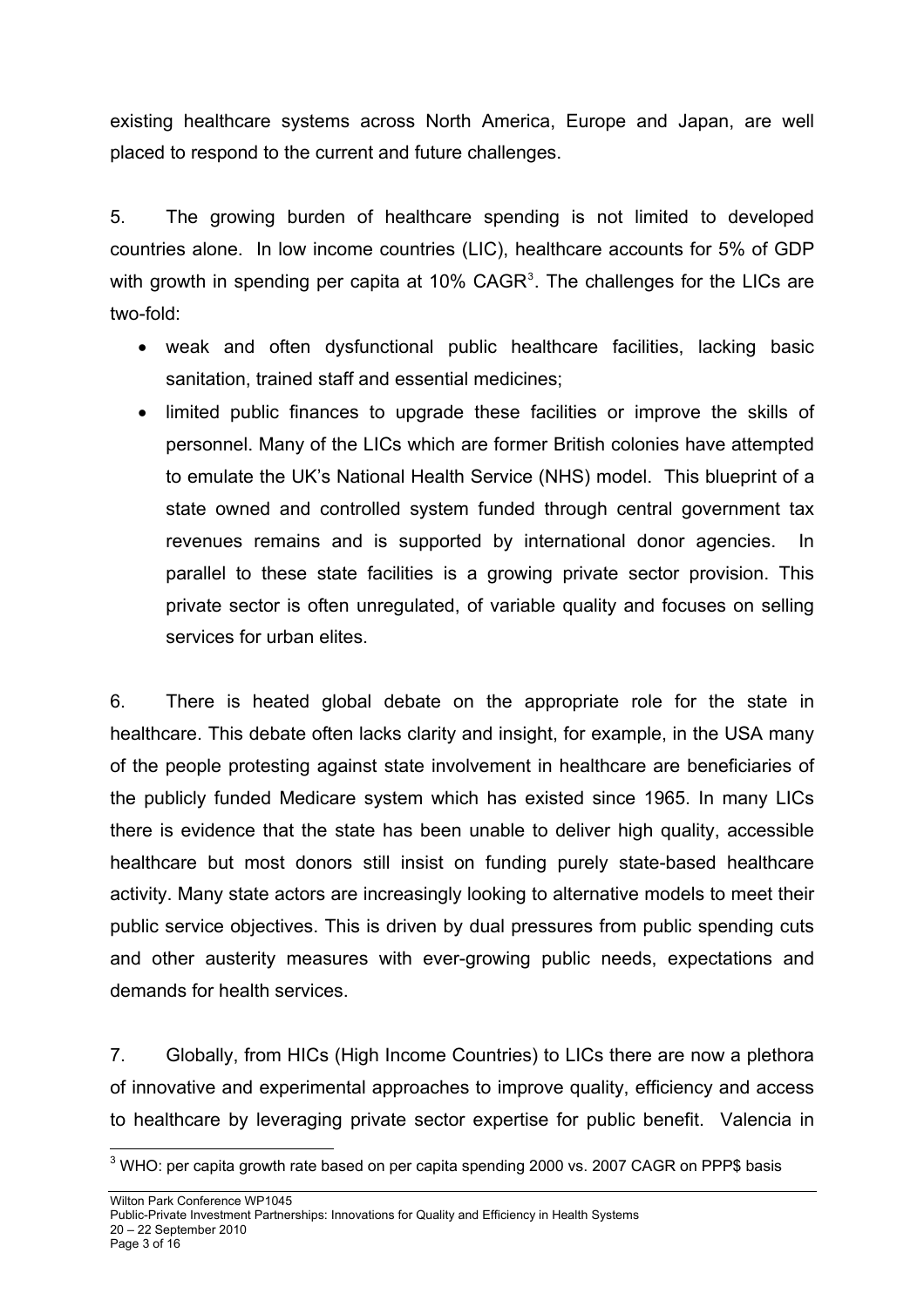existing healthcare systems across North America, Europe and Japan, are well placed to respond to the current and future challenges.

5. The growing burden of healthcare spending is not limited to developed countries alone. In low income countries (LIC), healthcare accounts for 5% of GDP with growth in spending per capita at 10% CAGR[3]. The challenges for the LICs are two-fold:

- weak and often dysfunctional public healthcare facilities, lacking basic sanitation, trained staff and essential medicines;
- limited public finances to upgrade these facilities or improve the skills of personnel. Many of the LICs which are former British colonies have attempted to emulate the UK's National Health Service (NHS) model. This blueprint of a state owned and controlled system funded through central government tax revenues remains and is supported by international donor agencies. In parallel to these state facilities is a growing private sector provision. This private sector is often unregulated, of variable quality and focuses on selling services for urban elites.

6. There is heated global debate on the appropriate role for the state in healthcare. This debate often lacks clarity and insight, for example, in the USA many of the people protesting against state involvement in healthcare are beneficiaries of the publicly funded Medicare system which has existed since 1965. In many LICs there is evidence that the state has been unable to deliver high quality, accessible healthcare but most donors still insist on funding purely state-based healthcare activity. Many state actors are increasingly looking to alternative models to meet their public service objectives. This is driven by dual pressures from public spending cuts and other austerity measures with ever-growing public needs, expectations and demands for health services.

7. Globally, from HICs (High Income Countries) to LICs there are now a plethora of innovative and experimental approaches to improve quality, efficiency and access to healthcare by leveraging private sector expertise for public benefit. Valencia in

[3] WHO: per capita growth rate based on per capita spending 2000 vs. 2007 CAGR on PPP$ basis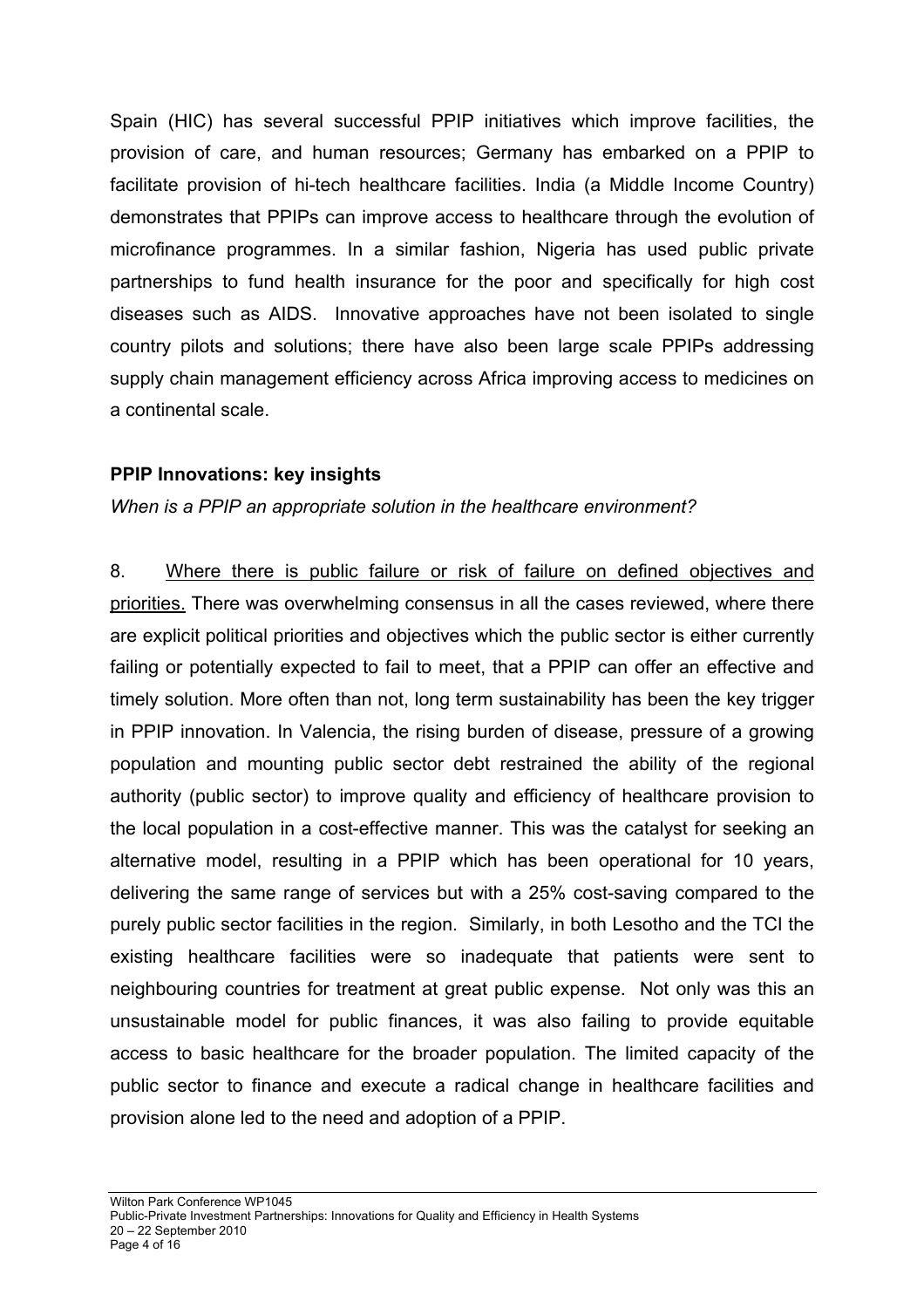Spain (HIC) has several successful PPIP initiatives which improve facilities, the provision of care, and human resources; Germany has embarked on a PPIP to facilitate provision of hi-tech healthcare facilities. India (a Middle Income Country) demonstrates that PPIPs can improve access to healthcare through the evolution of microfinance programmes. In a similar fashion, Nigeria has used public private partnerships to fund health insurance for the poor and specifically for high cost diseases such as AIDS. Innovative approaches have not been isolated to single country pilots and solutions; there have also been large scale PPIPs addressing supply chain management efficiency across Africa improving access to medicines on a continental scale.

**PPIP Innovations: key insights**

*When is a PPIP an appropriate solution in the healthcare environment?*

8. Where there is public failure or risk of failure on defined objectives and priorities. There was overwhelming consensus in all the cases reviewed, where there are explicit political priorities and objectives which the public sector is either currently failing or potentially expected to fail to meet, that a PPIP can offer an effective and timely solution. More often than not, long term sustainability has been the key trigger in PPIP innovation. In Valencia, the rising burden of disease, pressure of a growing population and mounting public sector debt restrained the ability of the regional authority (public sector) to improve quality and efficiency of healthcare provision to the local population in a cost-effective manner. This was the catalyst for seeking an alternative model, resulting in a PPIP which has been operational for 10 years, delivering the same range of services but with a 25% cost-saving compared to the purely public sector facilities in the region. Similarly, in both Lesotho and the TCI the existing healthcare facilities were so inadequate that patients were sent to neighbouring countries for treatment at great public expense. Not only was this an unsustainable model for public finances, it was also failing to provide equitable access to basic healthcare for the broader population. The limited capacity of the public sector to finance and execute a radical change in healthcare facilities and provision alone led to the need and adoption of a PPIP.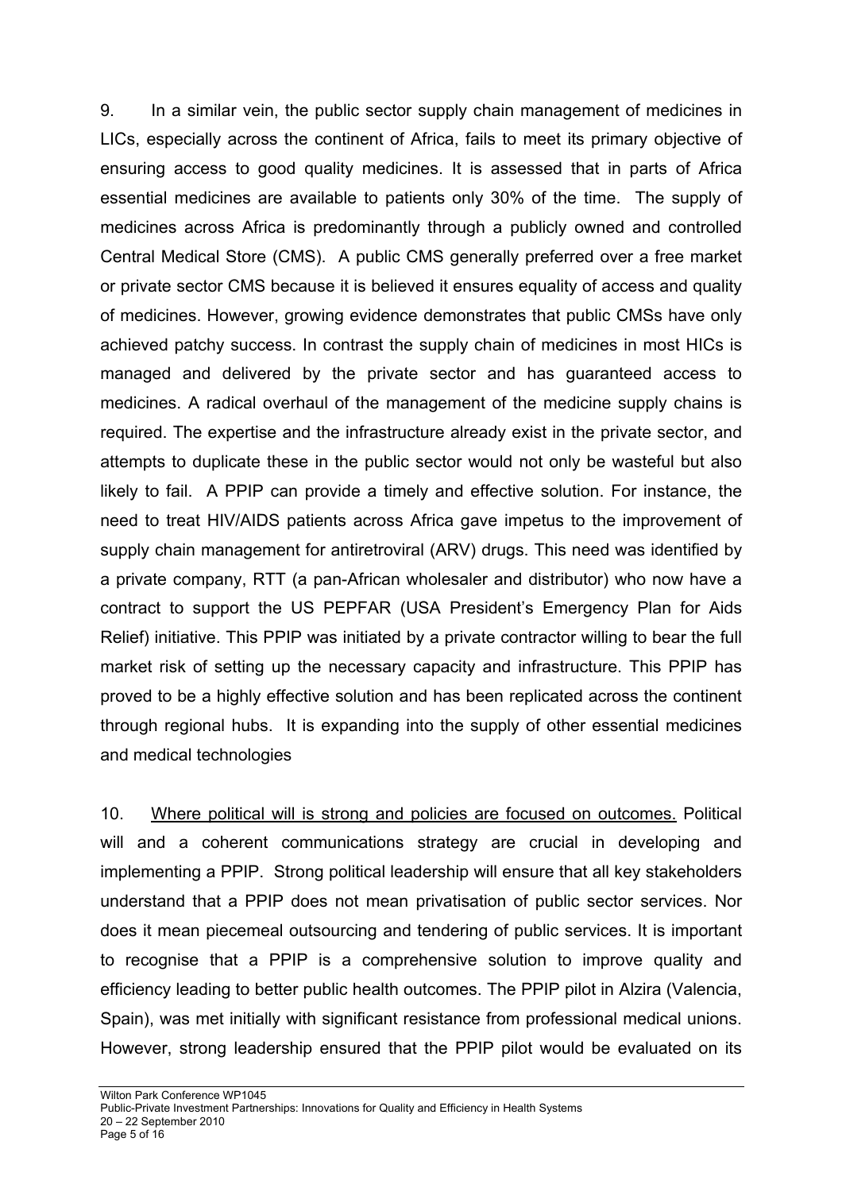9. In a similar vein, the public sector supply chain management of medicines in LICs, especially across the continent of Africa, fails to meet its primary objective of ensuring access to good quality medicines. It is assessed that in parts of Africa essential medicines are available to patients only 30% of the time. The supply of medicines across Africa is predominantly through a publicly owned and controlled Central Medical Store (CMS). A public CMS generally preferred over a free market or private sector CMS because it is believed it ensures equality of access and quality of medicines. However, growing evidence demonstrates that public CMSs have only achieved patchy success. In contrast the supply chain of medicines in most HICs is managed and delivered by the private sector and has guaranteed access to medicines. A radical overhaul of the management of the medicine supply chains is required. The expertise and the infrastructure already exist in the private sector, and attempts to duplicate these in the public sector would not only be wasteful but also likely to fail. A PPIP can provide a timely and effective solution. For instance, the need to treat HIV/AIDS patients across Africa gave impetus to the improvement of supply chain management for antiretroviral (ARV) drugs. This need was identified by a private company, RTT (a pan-African wholesaler and distributor) who now have a contract to support the US PEPFAR (USA President's Emergency Plan for Aids Relief) initiative. This PPIP was initiated by a private contractor willing to bear the full market risk of setting up the necessary capacity and infrastructure. This PPIP has proved to be a highly effective solution and has been replicated across the continent through regional hubs. It is expanding into the supply of other essential medicines and medical technologies

10. <u>Where political will is strong and policies are focused on outcomes.</u> Political will and a coherent communications strategy are crucial in developing and implementing a PPIP. Strong political leadership will ensure that all key stakeholders understand that a PPIP does not mean privatisation of public sector services. Nor does it mean piecemeal outsourcing and tendering of public services. It is important to recognise that a PPIP is a comprehensive solution to improve quality and efficiency leading to better public health outcomes. The PPIP pilot in Alzira (Valencia, Spain), was met initially with significant resistance from professional medical unions. However, strong leadership ensured that the PPIP pilot would be evaluated on its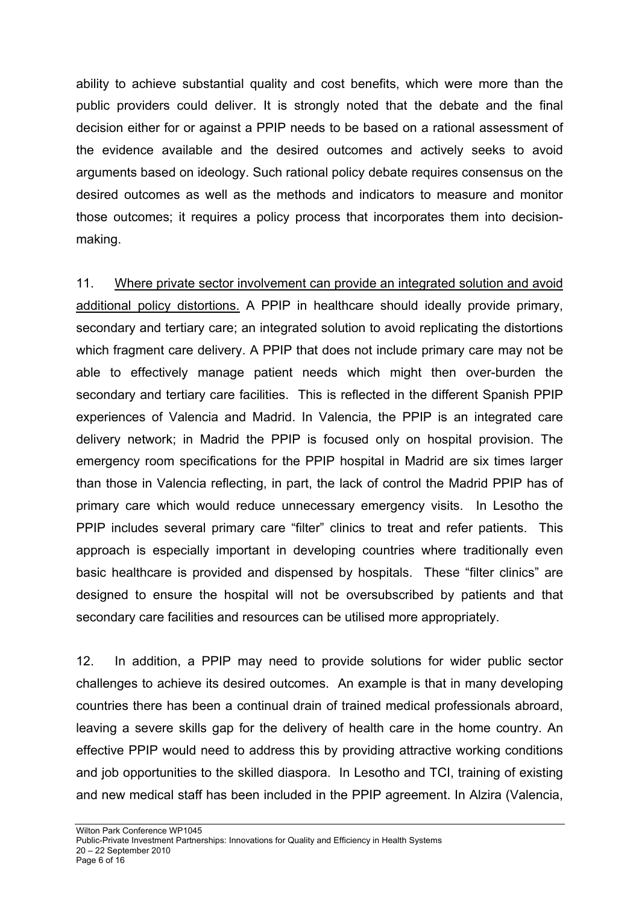ability to achieve substantial quality and cost benefits, which were more than the public providers could deliver. It is strongly noted that the debate and the final decision either for or against a PPIP needs to be based on a rational assessment of the evidence available and the desired outcomes and actively seeks to avoid arguments based on ideology. Such rational policy debate requires consensus on the desired outcomes as well as the methods and indicators to measure and monitor those outcomes; it requires a policy process that incorporates them into decision-making.

11. <u>Where private sector involvement can provide an integrated solution and avoid additional policy distortions.</u> A PPIP in healthcare should ideally provide primary, secondary and tertiary care; an integrated solution to avoid replicating the distortions which fragment care delivery. A PPIP that does not include primary care may not be able to effectively manage patient needs which might then over-burden the secondary and tertiary care facilities. This is reflected in the different Spanish PPIP experiences of Valencia and Madrid. In Valencia, the PPIP is an integrated care delivery network; in Madrid the PPIP is focused only on hospital provision. The emergency room specifications for the PPIP hospital in Madrid are six times larger than those in Valencia reflecting, in part, the lack of control the Madrid PPIP has of primary care which would reduce unnecessary emergency visits. In Lesotho the PPIP includes several primary care "filter" clinics to treat and refer patients. This approach is especially important in developing countries where traditionally even basic healthcare is provided and dispensed by hospitals. These "filter clinics" are designed to ensure the hospital will not be oversubscribed by patients and that secondary care facilities and resources can be utilised more appropriately.

12. In addition, a PPIP may need to provide solutions for wider public sector challenges to achieve its desired outcomes. An example is that in many developing countries there has been a continual drain of trained medical professionals abroad, leaving a severe skills gap for the delivery of health care in the home country. An effective PPIP would need to address this by providing attractive working conditions and job opportunities to the skilled diaspora. In Lesotho and TCI, training of existing and new medical staff has been included in the PPIP agreement. In Alzira (Valencia,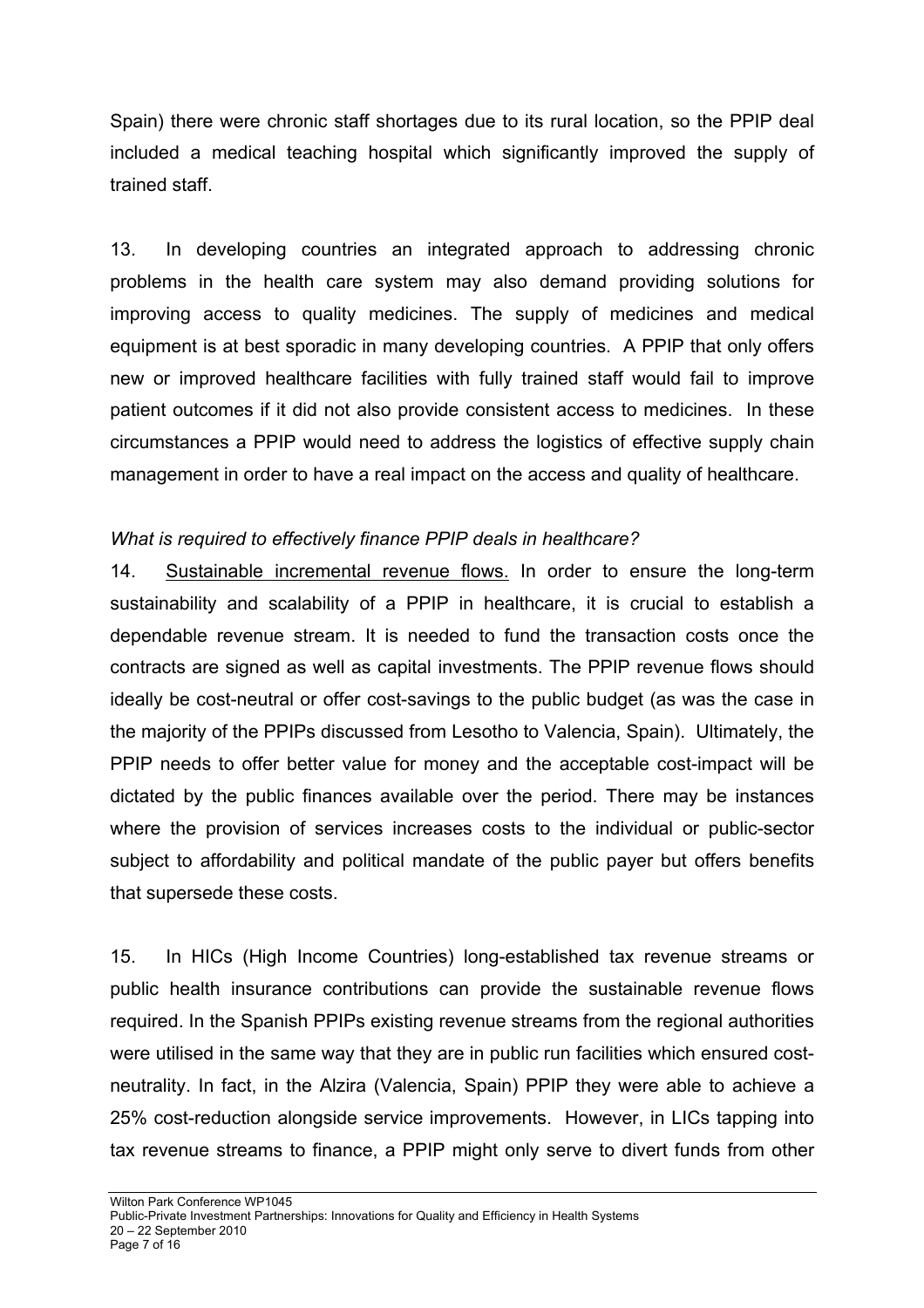Spain) there were chronic staff shortages due to its rural location, so the PPIP deal included a medical teaching hospital which significantly improved the supply of trained staff.

13. In developing countries an integrated approach to addressing chronic problems in the health care system may also demand providing solutions for improving access to quality medicines. The supply of medicines and medical equipment is at best sporadic in many developing countries. A PPIP that only offers new or improved healthcare facilities with fully trained staff would fail to improve patient outcomes if it did not also provide consistent access to medicines. In these circumstances a PPIP would need to address the logistics of effective supply chain management in order to have a real impact on the access and quality of healthcare.

*What is required to effectively finance PPIP deals in healthcare?*

14. <u>Sustainable incremental revenue flows.</u> In order to ensure the long-term sustainability and scalability of a PPIP in healthcare, it is crucial to establish a dependable revenue stream. It is needed to fund the transaction costs once the contracts are signed as well as capital investments. The PPIP revenue flows should ideally be cost-neutral or offer cost-savings to the public budget (as was the case in the majority of the PPIPs discussed from Lesotho to Valencia, Spain). Ultimately, the PPIP needs to offer better value for money and the acceptable cost-impact will be dictated by the public finances available over the period. There may be instances where the provision of services increases costs to the individual or public-sector subject to affordability and political mandate of the public payer but offers benefits that supersede these costs.

15. In HICs (High Income Countries) long-established tax revenue streams or public health insurance contributions can provide the sustainable revenue flows required. In the Spanish PPIPs existing revenue streams from the regional authorities were utilised in the same way that they are in public run facilities which ensured cost-neutrality. In fact, in the Alzira (Valencia, Spain) PPIP they were able to achieve a 25% cost-reduction alongside service improvements. However, in LICs tapping into tax revenue streams to finance, a PPIP might only serve to divert funds from other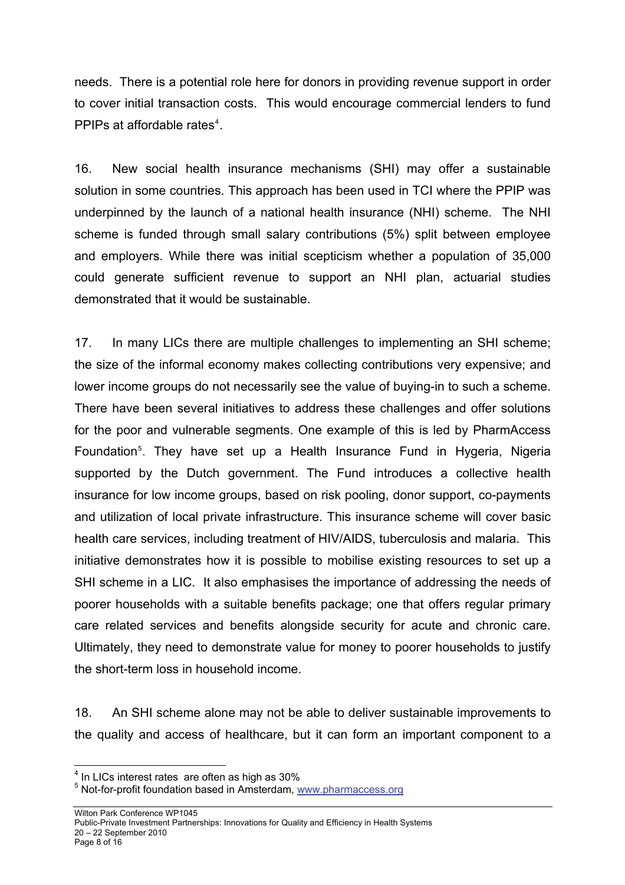needs. There is a potential role here for donors in providing revenue support in order to cover initial transaction costs. This would encourage commercial lenders to fund PPIPs at affordable rates[4].

16. New social health insurance mechanisms (SHI) may offer a sustainable solution in some countries. This approach has been used in TCI where the PPIP was underpinned by the launch of a national health insurance (NHI) scheme. The NHI scheme is funded through small salary contributions (5%) split between employee and employers. While there was initial scepticism whether a population of 35,000 could generate sufficient revenue to support an NHI plan, actuarial studies demonstrated that it would be sustainable.

17. In many LICs there are multiple challenges to implementing an SHI scheme; the size of the informal economy makes collecting contributions very expensive; and lower income groups do not necessarily see the value of buying-in to such a scheme. There have been several initiatives to address these challenges and offer solutions for the poor and vulnerable segments. One example of this is led by PharmAccess Foundation[5]. They have set up a Health Insurance Fund in Hygeria, Nigeria supported by the Dutch government. The Fund introduces a collective health insurance for low income groups, based on risk pooling, donor support, co-payments and utilization of local private infrastructure. This insurance scheme will cover basic health care services, including treatment of HIV/AIDS, tuberculosis and malaria. This initiative demonstrates how it is possible to mobilise existing resources to set up a SHI scheme in a LIC. It also emphasises the importance of addressing the needs of poorer households with a suitable benefits package; one that offers regular primary care related services and benefits alongside security for acute and chronic care. Ultimately, they need to demonstrate value for money to poorer households to justify the short-term loss in household income.

18. An SHI scheme alone may not be able to deliver sustainable improvements to the quality and access of healthcare, but it can form an important component to a

---

[4] In LICs interest rates are often as high as 30%

[5] Not-for-profit foundation based in Amsterdam, www.pharmaccess.org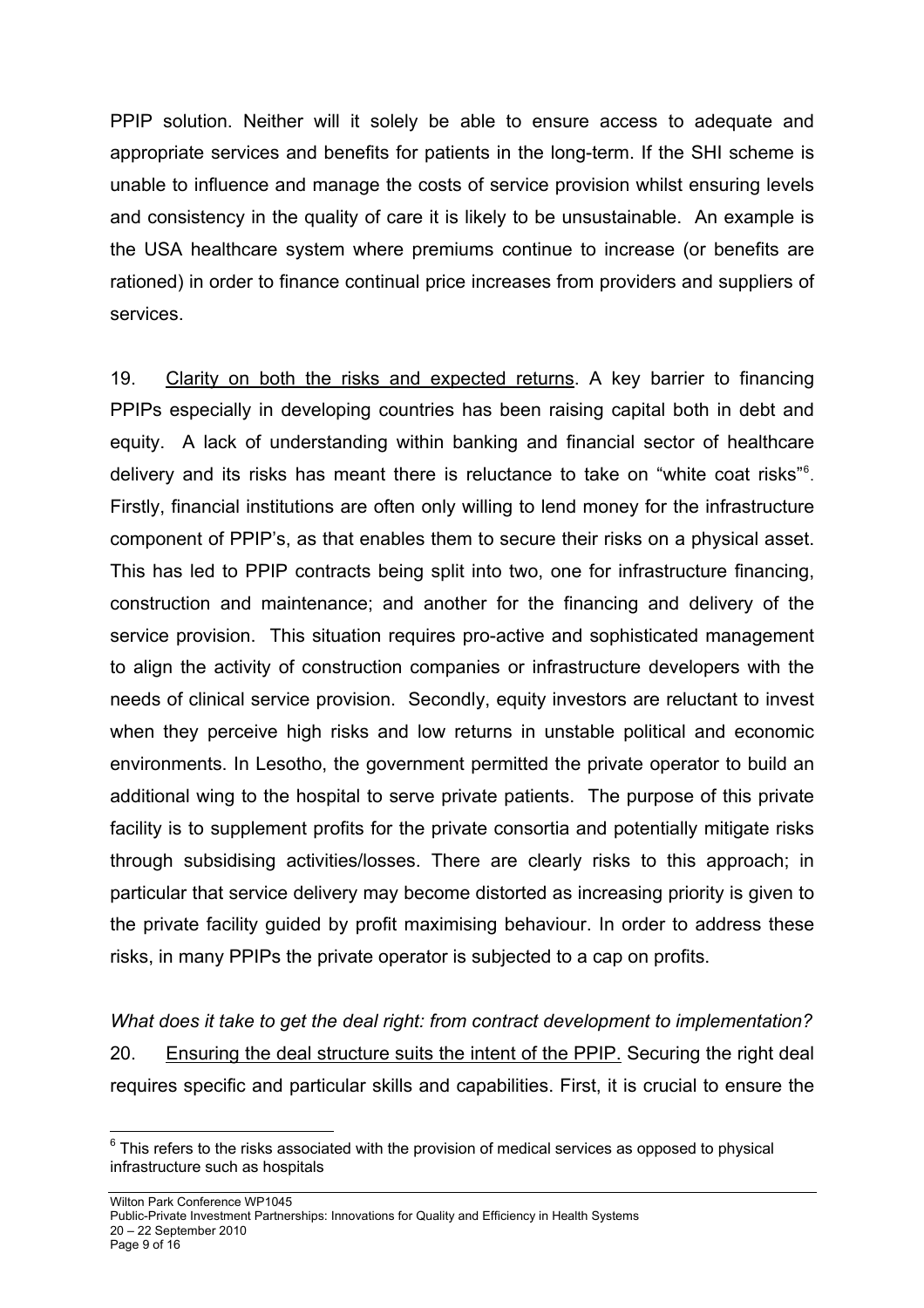PPIP solution. Neither will it solely be able to ensure access to adequate and appropriate services and benefits for patients in the long-term. If the SHI scheme is unable to influence and manage the costs of service provision whilst ensuring levels and consistency in the quality of care it is likely to be unsustainable. An example is the USA healthcare system where premiums continue to increase (or benefits are rationed) in order to finance continual price increases from providers and suppliers of services.

19. Clarity on both the risks and expected returns. A key barrier to financing PPIPs especially in developing countries has been raising capital both in debt and equity. A lack of understanding within banking and financial sector of healthcare delivery and its risks has meant there is reluctance to take on "white coat risks"[6]. Firstly, financial institutions are often only willing to lend money for the infrastructure component of PPIP's, as that enables them to secure their risks on a physical asset. This has led to PPIP contracts being split into two, one for infrastructure financing, construction and maintenance; and another for the financing and delivery of the service provision. This situation requires pro-active and sophisticated management to align the activity of construction companies or infrastructure developers with the needs of clinical service provision. Secondly, equity investors are reluctant to invest when they perceive high risks and low returns in unstable political and economic environments. In Lesotho, the government permitted the private operator to build an additional wing to the hospital to serve private patients. The purpose of this private facility is to supplement profits for the private consortia and potentially mitigate risks through subsidising activities/losses. There are clearly risks to this approach; in particular that service delivery may become distorted as increasing priority is given to the private facility guided by profit maximising behaviour. In order to address these risks, in many PPIPs the private operator is subjected to a cap on profits.

*What does it take to get the deal right: from contract development to implementation?*

20. Ensuring the deal structure suits the intent of the PPIP. Securing the right deal requires specific and particular skills and capabilities. First, it is crucial to ensure the

[6] This refers to the risks associated with the provision of medical services as opposed to physical infrastructure such as hospitals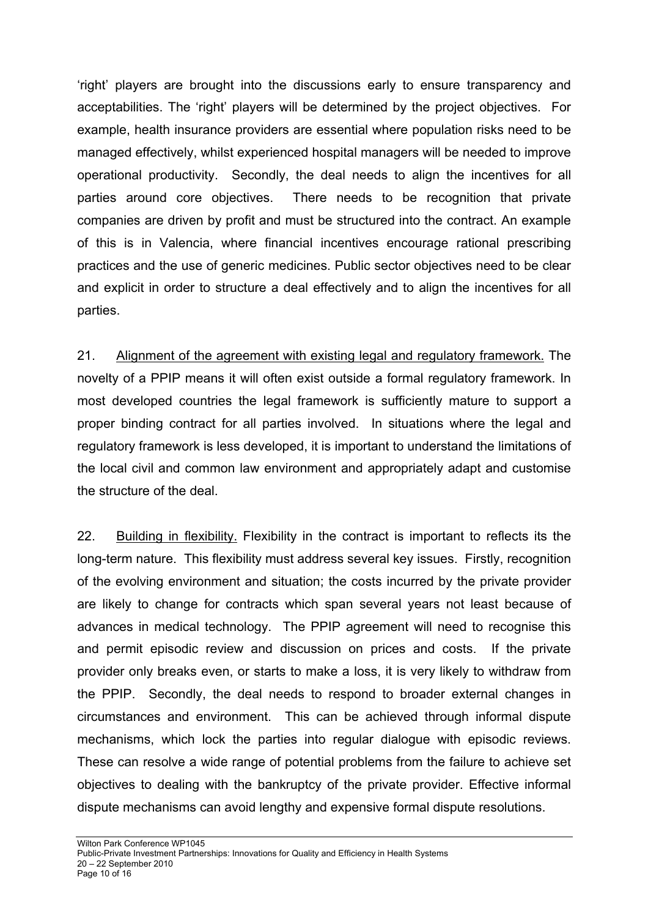'right' players are brought into the discussions early to ensure transparency and acceptabilities. The 'right' players will be determined by the project objectives. For example, health insurance providers are essential where population risks need to be managed effectively, whilst experienced hospital managers will be needed to improve operational productivity. Secondly, the deal needs to align the incentives for all parties around core objectives. There needs to be recognition that private companies are driven by profit and must be structured into the contract. An example of this is in Valencia, where financial incentives encourage rational prescribing practices and the use of generic medicines. Public sector objectives need to be clear and explicit in order to structure a deal effectively and to align the incentives for all parties.

21. <u>Alignment of the agreement with existing legal and regulatory framework.</u> The novelty of a PPIP means it will often exist outside a formal regulatory framework. In most developed countries the legal framework is sufficiently mature to support a proper binding contract for all parties involved. In situations where the legal and regulatory framework is less developed, it is important to understand the limitations of the local civil and common law environment and appropriately adapt and customise the structure of the deal.

22. <u>Building in flexibility.</u> Flexibility in the contract is important to reflects its the long-term nature. This flexibility must address several key issues. Firstly, recognition of the evolving environment and situation; the costs incurred by the private provider are likely to change for contracts which span several years not least because of advances in medical technology. The PPIP agreement will need to recognise this and permit episodic review and discussion on prices and costs. If the private provider only breaks even, or starts to make a loss, it is very likely to withdraw from the PPIP. Secondly, the deal needs to respond to broader external changes in circumstances and environment. This can be achieved through informal dispute mechanisms, which lock the parties into regular dialogue with episodic reviews. These can resolve a wide range of potential problems from the failure to achieve set objectives to dealing with the bankruptcy of the private provider. Effective informal dispute mechanisms can avoid lengthy and expensive formal dispute resolutions.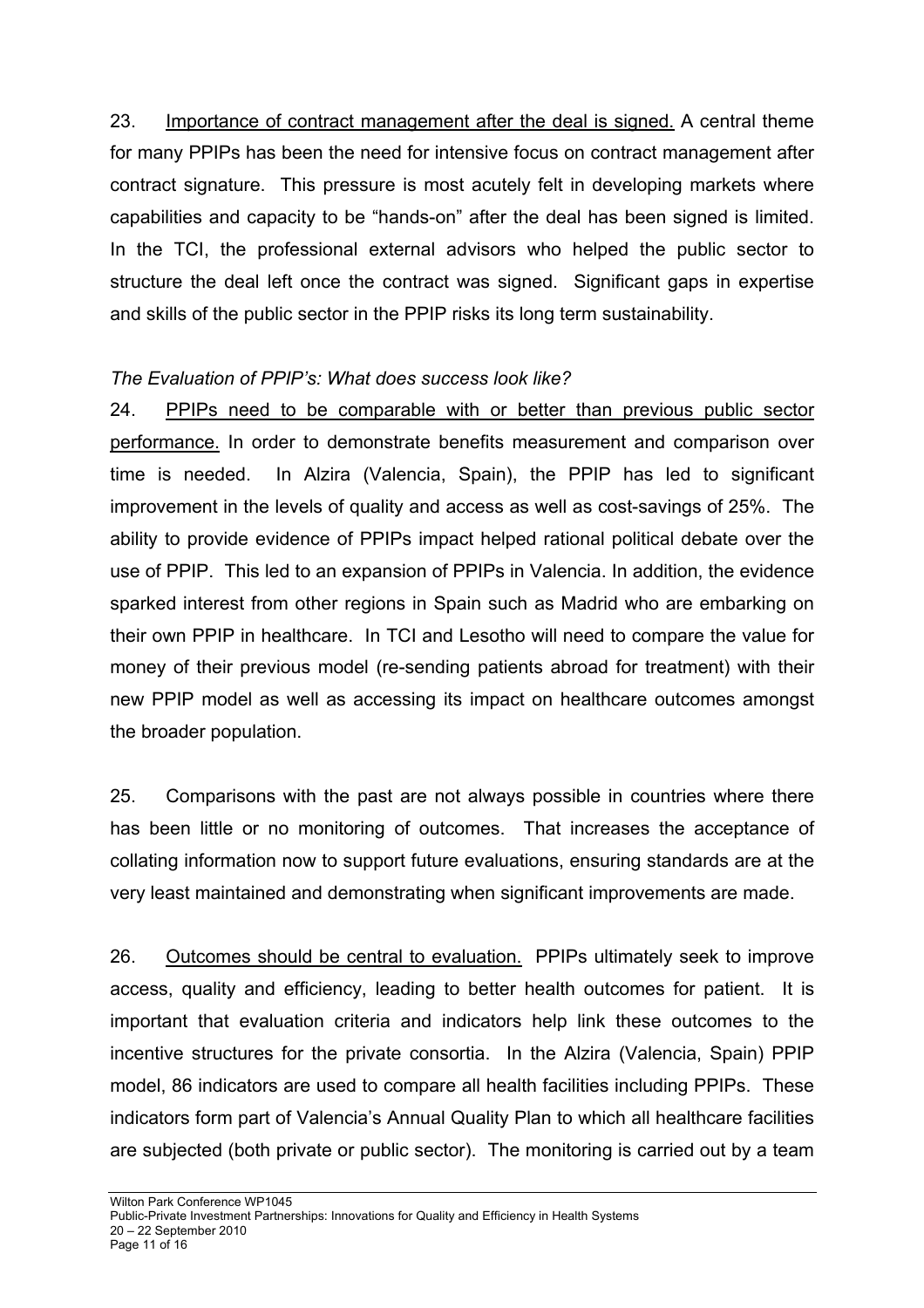23. Importance of contract management after the deal is signed. A central theme for many PPIPs has been the need for intensive focus on contract management after contract signature. This pressure is most acutely felt in developing markets where capabilities and capacity to be "hands-on" after the deal has been signed is limited. In the TCI, the professional external advisors who helped the public sector to structure the deal left once the contract was signed. Significant gaps in expertise and skills of the public sector in the PPIP risks its long term sustainability.

*The Evaluation of PPIP's: What does success look like?*

24. PPIPs need to be comparable with or better than previous public sector performance. In order to demonstrate benefits measurement and comparison over time is needed. In Alzira (Valencia, Spain), the PPIP has led to significant improvement in the levels of quality and access as well as cost-savings of 25%. The ability to provide evidence of PPIPs impact helped rational political debate over the use of PPIP. This led to an expansion of PPIPs in Valencia. In addition, the evidence sparked interest from other regions in Spain such as Madrid who are embarking on their own PPIP in healthcare. In TCI and Lesotho will need to compare the value for money of their previous model (re-sending patients abroad for treatment) with their new PPIP model as well as accessing its impact on healthcare outcomes amongst the broader population.

25. Comparisons with the past are not always possible in countries where there has been little or no monitoring of outcomes. That increases the acceptance of collating information now to support future evaluations, ensuring standards are at the very least maintained and demonstrating when significant improvements are made.

26. Outcomes should be central to evaluation. PPIPs ultimately seek to improve access, quality and efficiency, leading to better health outcomes for patient. It is important that evaluation criteria and indicators help link these outcomes to the incentive structures for the private consortia. In the Alzira (Valencia, Spain) PPIP model, 86 indicators are used to compare all health facilities including PPIPs. These indicators form part of Valencia's Annual Quality Plan to which all healthcare facilities are subjected (both private or public sector). The monitoring is carried out by a team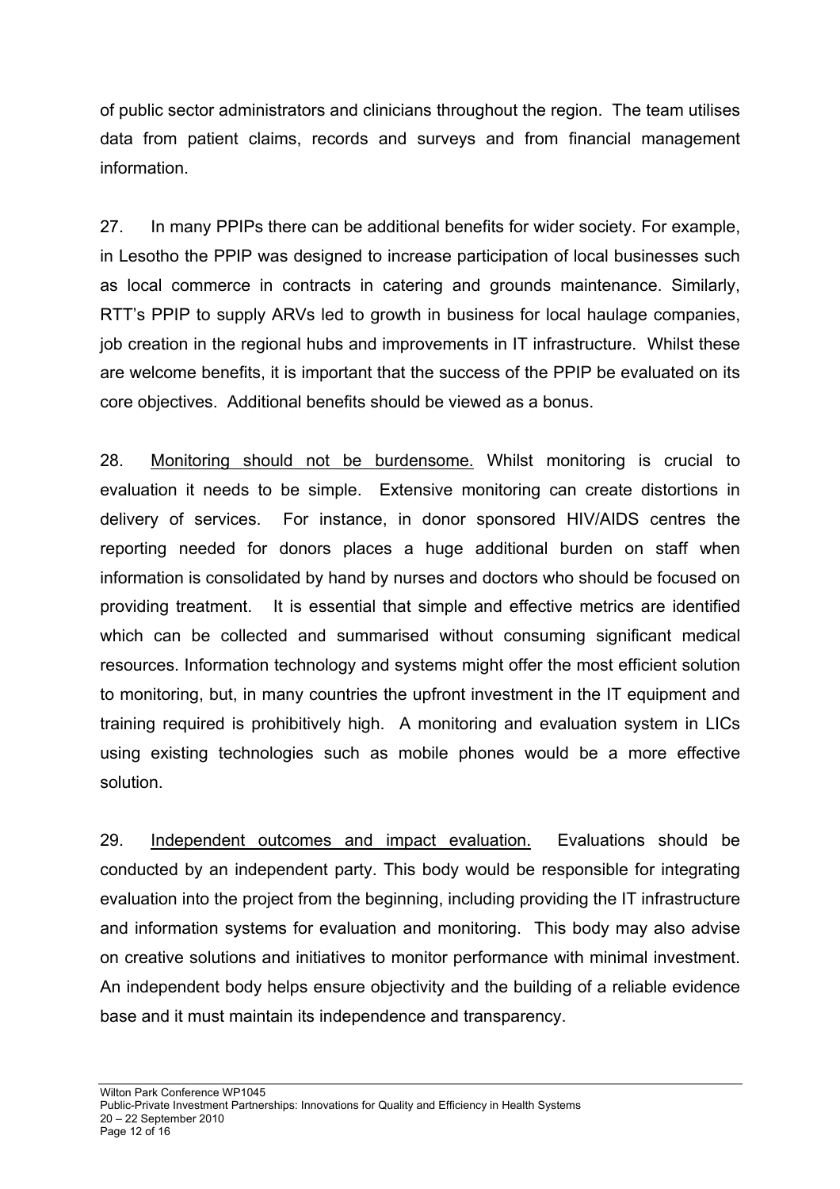of public sector administrators and clinicians throughout the region. The team utilises data from patient claims, records and surveys and from financial management information.

27. In many PPIPs there can be additional benefits for wider society. For example, in Lesotho the PPIP was designed to increase participation of local businesses such as local commerce in contracts in catering and grounds maintenance. Similarly, RTT's PPIP to supply ARVs led to growth in business for local haulage companies, job creation in the regional hubs and improvements in IT infrastructure. Whilst these are welcome benefits, it is important that the success of the PPIP be evaluated on its core objectives. Additional benefits should be viewed as a bonus.

28. <u>Monitoring should not be burdensome.</u> Whilst monitoring is crucial to evaluation it needs to be simple. Extensive monitoring can create distortions in delivery of services. For instance, in donor sponsored HIV/AIDS centres the reporting needed for donors places a huge additional burden on staff when information is consolidated by hand by nurses and doctors who should be focused on providing treatment. It is essential that simple and effective metrics are identified which can be collected and summarised without consuming significant medical resources. Information technology and systems might offer the most efficient solution to monitoring, but, in many countries the upfront investment in the IT equipment and training required is prohibitively high. A monitoring and evaluation system in LICs using existing technologies such as mobile phones would be a more effective solution.

29. <u>Independent outcomes and impact evaluation.</u> Evaluations should be conducted by an independent party. This body would be responsible for integrating evaluation into the project from the beginning, including providing the IT infrastructure and information systems for evaluation and monitoring. This body may also advise on creative solutions and initiatives to monitor performance with minimal investment. An independent body helps ensure objectivity and the building of a reliable evidence base and it must maintain its independence and transparency.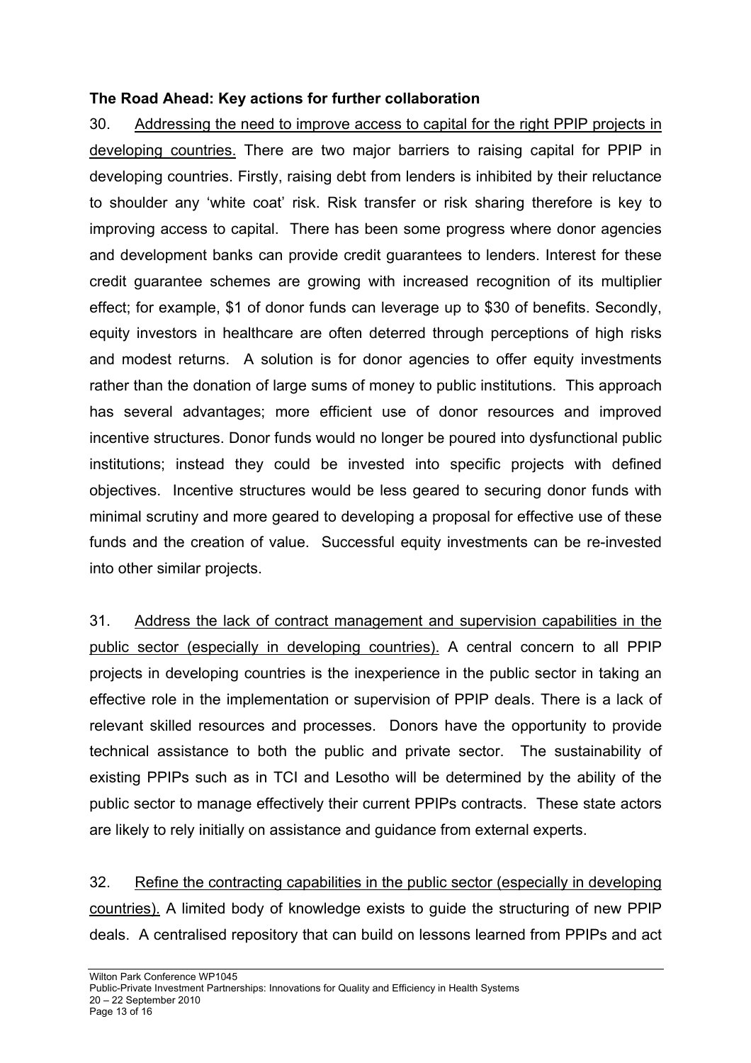**The Road Ahead: Key actions for further collaboration**

30. Addressing the need to improve access to capital for the right PPIP projects in developing countries. There are two major barriers to raising capital for PPIP in developing countries. Firstly, raising debt from lenders is inhibited by their reluctance to shoulder any 'white coat' risk. Risk transfer or risk sharing therefore is key to improving access to capital. There has been some progress where donor agencies and development banks can provide credit guarantees to lenders. Interest for these credit guarantee schemes are growing with increased recognition of its multiplier effect; for example, $1 of donor funds can leverage up to $30 of benefits. Secondly, equity investors in healthcare are often deterred through perceptions of high risks and modest returns. A solution is for donor agencies to offer equity investments rather than the donation of large sums of money to public institutions. This approach has several advantages; more efficient use of donor resources and improved incentive structures. Donor funds would no longer be poured into dysfunctional public institutions; instead they could be invested into specific projects with defined objectives. Incentive structures would be less geared to securing donor funds with minimal scrutiny and more geared to developing a proposal for effective use of these funds and the creation of value. Successful equity investments can be re-invested into other similar projects.

31. Address the lack of contract management and supervision capabilities in the public sector (especially in developing countries). A central concern to all PPIP projects in developing countries is the inexperience in the public sector in taking an effective role in the implementation or supervision of PPIP deals. There is a lack of relevant skilled resources and processes. Donors have the opportunity to provide technical assistance to both the public and private sector. The sustainability of existing PPIPs such as in TCI and Lesotho will be determined by the ability of the public sector to manage effectively their current PPIPs contracts. These state actors are likely to rely initially on assistance and guidance from external experts.

32. Refine the contracting capabilities in the public sector (especially in developing countries). A limited body of knowledge exists to guide the structuring of new PPIP deals. A centralised repository that can build on lessons learned from PPIPs and act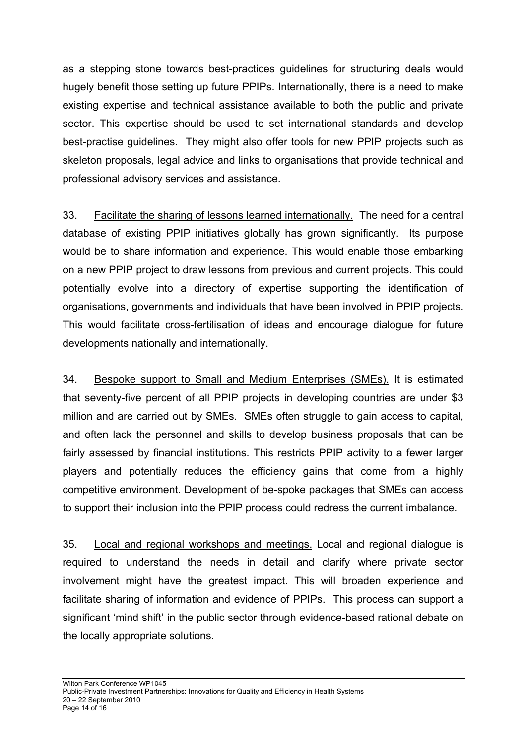as a stepping stone towards best-practices guidelines for structuring deals would hugely benefit those setting up future PPIPs. Internationally, there is a need to make existing expertise and technical assistance available to both the public and private sector. This expertise should be used to set international standards and develop best-practise guidelines. They might also offer tools for new PPIP projects such as skeleton proposals, legal advice and links to organisations that provide technical and professional advisory services and assistance.

33. Facilitate the sharing of lessons learned internationally. The need for a central database of existing PPIP initiatives globally has grown significantly. Its purpose would be to share information and experience. This would enable those embarking on a new PPIP project to draw lessons from previous and current projects. This could potentially evolve into a directory of expertise supporting the identification of organisations, governments and individuals that have been involved in PPIP projects. This would facilitate cross-fertilisation of ideas and encourage dialogue for future developments nationally and internationally.

34. Bespoke support to Small and Medium Enterprises (SMEs). It is estimated that seventy-five percent of all PPIP projects in developing countries are under \$3 million and are carried out by SMEs. SMEs often struggle to gain access to capital, and often lack the personnel and skills to develop business proposals that can be fairly assessed by financial institutions. This restricts PPIP activity to a fewer larger players and potentially reduces the efficiency gains that come from a highly competitive environment. Development of be-spoke packages that SMEs can access to support their inclusion into the PPIP process could redress the current imbalance.

35. Local and regional workshops and meetings. Local and regional dialogue is required to understand the needs in detail and clarify where private sector involvement might have the greatest impact. This will broaden experience and facilitate sharing of information and evidence of PPIPs. This process can support a significant 'mind shift' in the public sector through evidence-based rational debate on the locally appropriate solutions.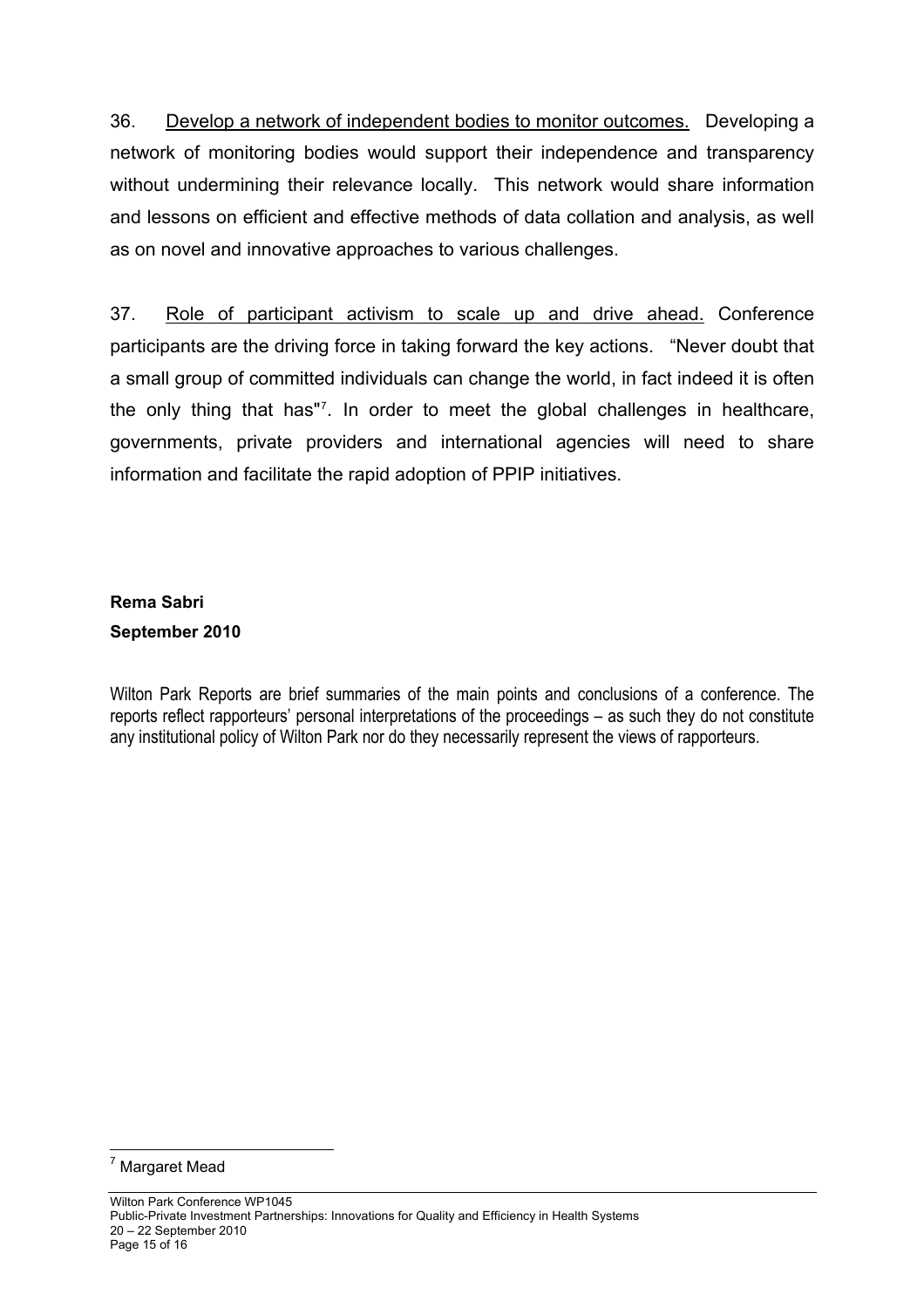36. Develop a network of independent bodies to monitor outcomes. Developing a network of monitoring bodies would support their independence and transparency without undermining their relevance locally. This network would share information and lessons on efficient and effective methods of data collation and analysis, as well as on novel and innovative approaches to various challenges.

37. Role of participant activism to scale up and drive ahead. Conference participants are the driving force in taking forward the key actions. "Never doubt that a small group of committed individuals can change the world, in fact indeed it is often the only thing that has"[7]. In order to meet the global challenges in healthcare, governments, private providers and international agencies will need to share information and facilitate the rapid adoption of PPIP initiatives.

**Rema Sabri**
**September 2010**

Wilton Park Reports are brief summaries of the main points and conclusions of a conference. The reports reflect rapporteurs' personal interpretations of the proceedings – as such they do not constitute any institutional policy of Wilton Park nor do they necessarily represent the views of rapporteurs.

---

[7] Margaret Mead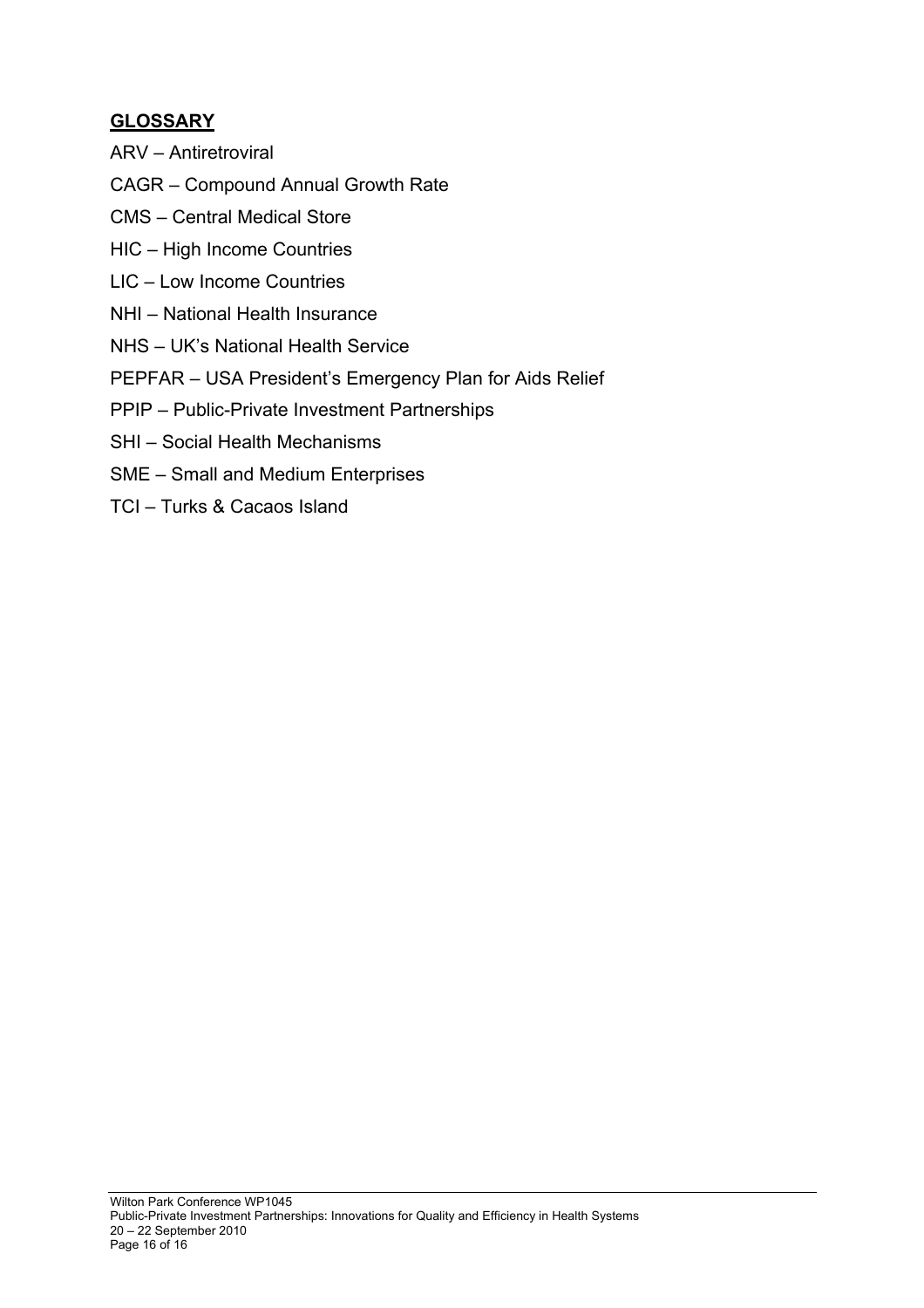**GLOSSARY**

ARV – Antiretroviral

CAGR – Compound Annual Growth Rate

CMS – Central Medical Store

HIC – High Income Countries

LIC – Low Income Countries

NHI – National Health Insurance

NHS – UK's National Health Service

PEPFAR – USA President's Emergency Plan for Aids Relief

PPIP – Public-Private Investment Partnerships

SHI – Social Health Mechanisms

SME – Small and Medium Enterprises

TCI – Turks & Cacaos Island